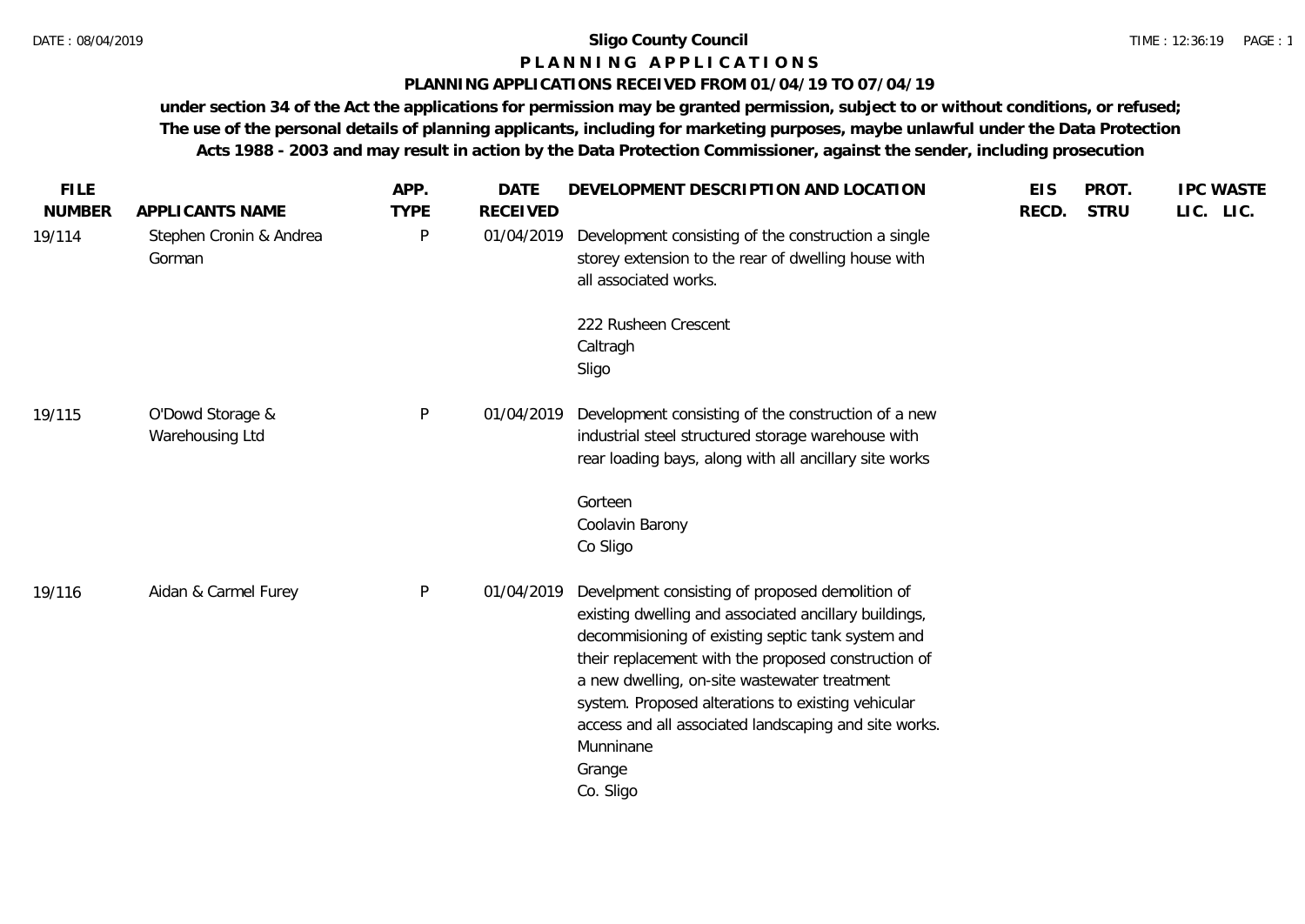# Sligo County Council

## P L A N N I N G   A P P L I C A T I O N S

### PLANNING APPLICATIONS RECEIVED FROM 01/04/19 TO 07/04/19

**under section 34 of the Act the applications for permission may be granted permission, subject to or without conditions, or refused; The use of the personal details of planning applicants, including for marketing purposes, maybe unlawful under the Data Protection Acts 1988 - 2003 and may result in action by the Data Protection Commissioner, against the sender, including prosecution**

| FILE NUMBER | APPLICANTS NAME | APP. TYPE | DATE RECEIVED | DEVELOPMENT DESCRIPTION AND LOCATION | EIS RECD. | PROT. STRU | IPC LIC. | WASTE LIC. |
|---|---|---|---|---|---|---|---|---|
| 19/114 | Stephen Cronin & Andrea Gorman | P | 01/04/2019 | Development consisting of the construction a single storey extension to the rear of dwelling house with all associated works.<br><br>222 Rusheen Crescent<br>Caltragh<br>Sligo | | | | |
| 19/115 | O'Dowd Storage & Warehousing Ltd | P | 01/04/2019 | Development consisting of the construction of a new industrial steel structured storage warehouse with rear loading bays, along with all ancillary site works<br><br>Gorteen<br>Coolavin Barony<br>Co Sligo | | | | |
| 19/116 | Aidan & Carmel Furey | P | 01/04/2019 | Develpment consisting of proposed demolition of existing dwelling and associated ancillary buildings, decommisioning of existing septic tank system and their replacement with the proposed construction of a new dwelling, on-site wastewater treatment system. Proposed alterations to existing vehicular access and all associated landscaping and site works.<br>Munninane<br>Grange<br>Co. Sligo | | | | |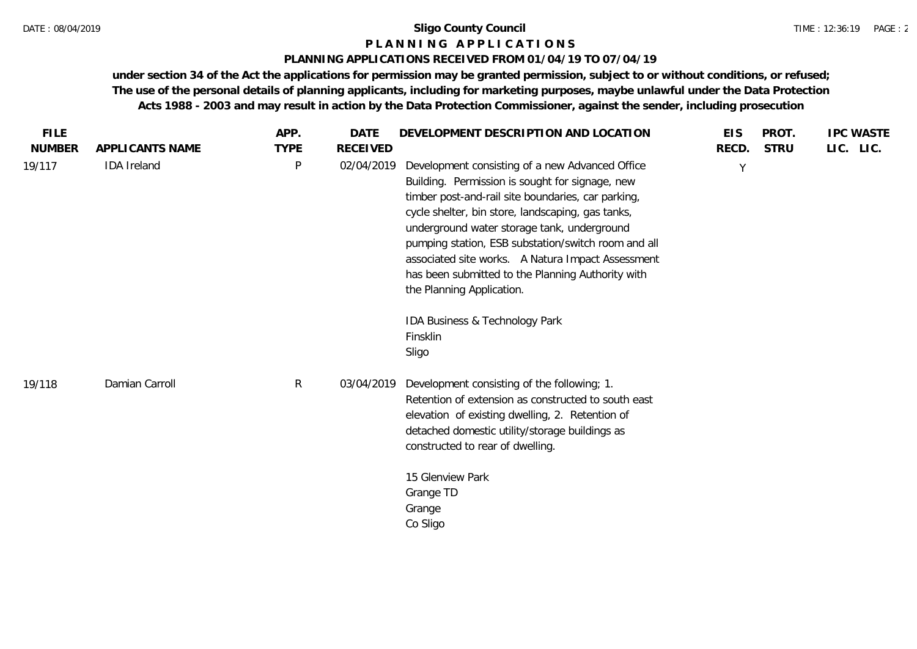**Sligo County Council**

**PLANNING APPLICATIONS**

**PLANNING APPLICATIONS RECEIVED FROM 01/04/19 TO 07/04/19**

**under section 34 of the Act the applications for permission may be granted permission, subject to or without conditions, or refused; The use of the personal details of planning applicants, including for marketing purposes, maybe unlawful under the Data Protection Acts 1988 - 2003 and may result in action by the Data Protection Commissioner, against the sender, including prosecution**

| FILE NUMBER | APPLICANTS NAME | APP. TYPE | DATE RECEIVED | DEVELOPMENT DESCRIPTION AND LOCATION | EIS RECD. | PROT. STRU | IPC LIC. | WASTE LIC. |
|---|---|---|---|---|---|---|---|---|
| 19/117 | IDA Ireland | P | 02/04/2019 | Development consisting of a new Advanced Office Building. Permission is sought for signage, new timber post-and-rail site boundaries, car parking, cycle shelter, bin store, landscaping, gas tanks, underground water storage tank, underground pumping station, ESB substation/switch room and all associated site works. A Natura Impact Assessment has been submitted to the Planning Authority with the Planning Application.<br><br>IDA Business & Technology Park<br>Finsklin<br>Sligo | Y | | | |
| 19/118 | Damian Carroll | R | 03/04/2019 | Development consisting of the following; 1. Retention of extension as constructed to south east elevation of existing dwelling, 2. Retention of detached domestic utility/storage buildings as constructed to rear of dwelling.<br><br>15 Glenview Park<br>Grange TD<br>Grange<br>Co Sligo | | | | |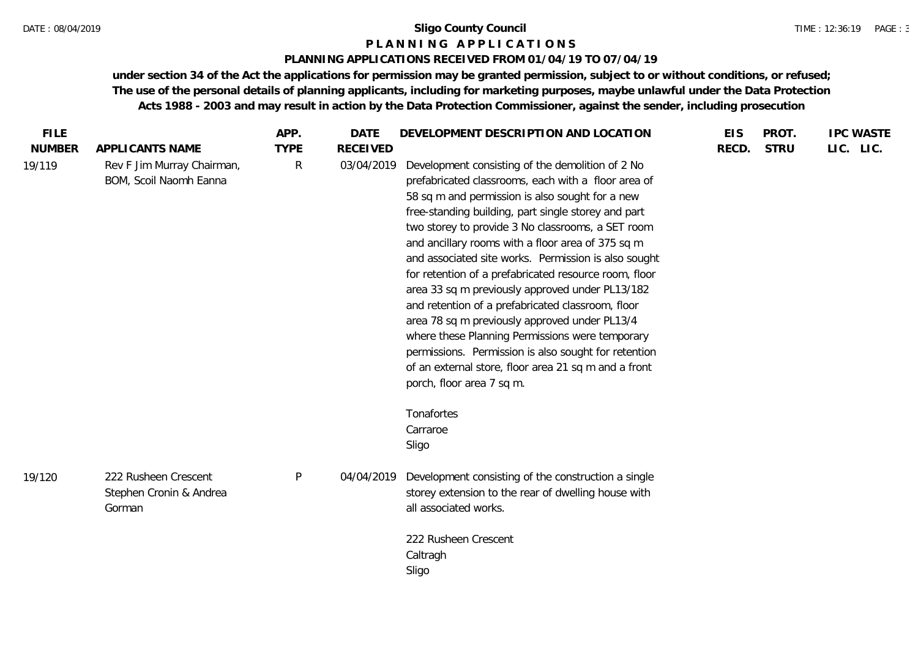**Sligo County Council**

**P L A N N I N G   A P P L I C A T I O N S**

**PLANNING APPLICATIONS RECEIVED FROM 01/04/19 TO 07/04/19**

**under section 34 of the Act the applications for permission may be granted permission, subject to or without conditions, or refused; The use of the personal details of planning applicants, including for marketing purposes, maybe unlawful under the Data Protection Acts 1988 - 2003 and may result in action by the Data Protection Commissioner, against the sender, including prosecution**

| FILE NUMBER | APPLICANTS NAME | APP. TYPE | DATE RECEIVED | DEVELOPMENT DESCRIPTION AND LOCATION | EIS RECD. | PROT. STRU | IPC LIC. | WASTE LIC. |
|---|---|---|---|---|---|---|---|---|
| 19/119 | Rev F Jim Murray Chairman, BOM, Scoil Naomh Eanna | R | 03/04/2019 | Development consisting of the demolition of 2 No prefabricated classrooms, each with a floor area of 58 sq m and permission is also sought for a new free-standing building, part single storey and part two storey to provide 3 No classrooms, a SET room and ancillary rooms with a floor area of 375 sq m and associated site works. Permission is also sought for retention of a prefabricated resource room, floor area 33 sq m previously approved under PL13/182 and retention of a prefabricated classroom, floor area 78 sq m previously approved under PL13/4 where these Planning Permissions were temporary permissions. Permission is also sought for retention of an external store, floor area 21 sq m and a front porch, floor area 7 sq m.<br><br>Tonafortes<br>Carraroe<br>Sligo | | | | |
| 19/120 | 222 Rusheen Crescent Stephen Cronin & Andrea Gorman | P | 04/04/2019 | Development consisting of the construction a single storey extension to the rear of dwelling house with all associated works.<br><br>222 Rusheen Crescent<br>Caltragh<br>Sligo | | | | |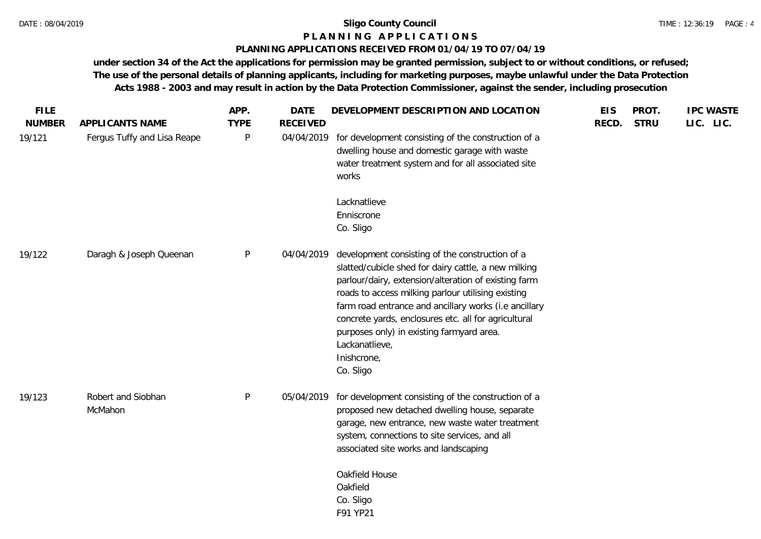# Sligo County Council

## P L A N N I N G A P P L I C A T I O N S

### PLANNING APPLICATIONS RECEIVED FROM 01/04/19 TO 07/04/19

**under section 34 of the Act the applications for permission may be granted permission, subject to or without conditions, or refused; The use of the personal details of planning applicants, including for marketing purposes, maybe unlawful under the Data Protection Acts 1988 - 2003 and may result in action by the Data Protection Commissioner, against the sender, including prosecution**

| FILE NUMBER | APPLICANTS NAME | APP. TYPE | DATE RECEIVED | DEVELOPMENT DESCRIPTION AND LOCATION | EIS RECD. | PROT. STRU | IPC LIC. | WASTE LIC. |
|---|---|---|---|---|---|---|---|---|
| 19/121 | Fergus Tuffy and Lisa Reape | P | 04/04/2019 | for development consisting of the construction of a dwelling house and domestic garage with waste water treatment system and for all associated site works<br><br>Lacknatlieve<br>Enniscrone<br>Co. Sligo | | | | |
| 19/122 | Daragh & Joseph Queenan | P | 04/04/2019 | development consisting of the construction of a slatted/cubicle shed for dairy cattle, a new milking parlour/dairy, extension/alteration of existing farm roads to access milking parlour utilising existing farm road entrance and ancillary works (i.e ancillary concrete yards, enclosures etc. all for agricultural purposes only) in existing farmyard area.<br>Lackanatlieve,<br>Inishcrone,<br>Co. Sligo | | | | |
| 19/123 | Robert and Siobhan McMahon | P | 05/04/2019 | for development consisting of the construction of a proposed new detached dwelling house, separate garage, new entrance, new waste water treatment system, connections to site services, and all associated site works and landscaping<br><br>Oakfield House<br>Oakfield<br>Co. Sligo<br>F91 YP21 | | | | |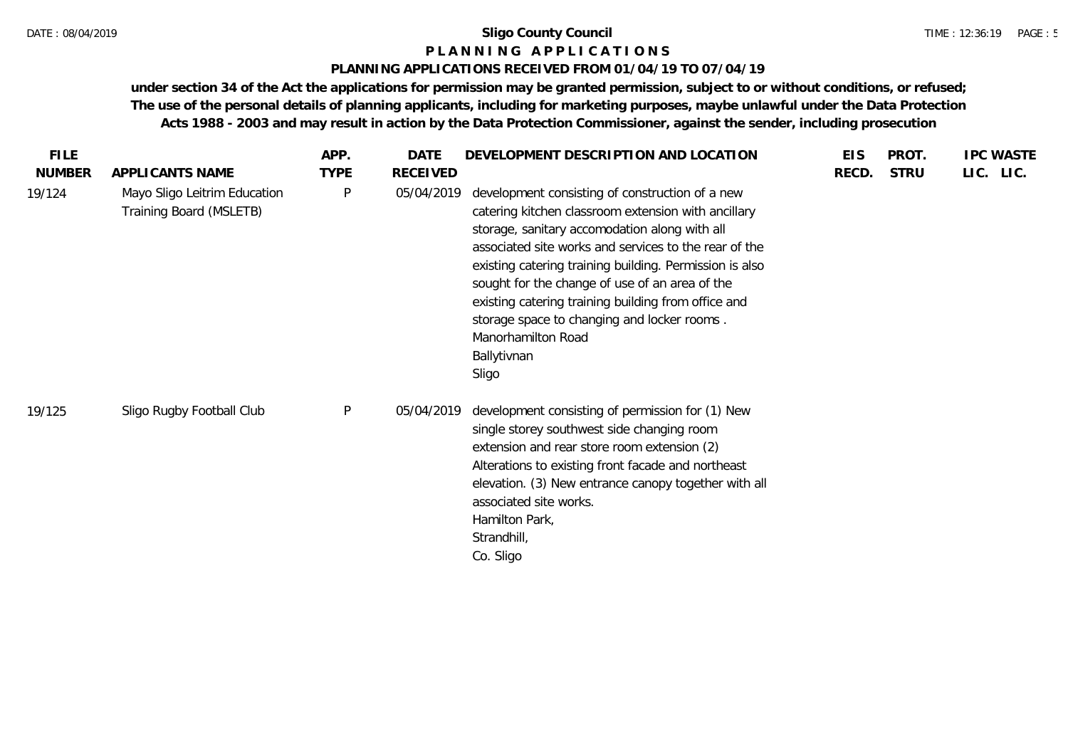# Sligo County Council

## P L A N N I N G   A P P L I C A T I O N S

### PLANNING APPLICATIONS RECEIVED FROM 01/04/19 TO 07/04/19

**under section 34 of the Act the applications for permission may be granted permission, subject to or without conditions, or refused; The use of the personal details of planning applicants, including for marketing purposes, maybe unlawful under the Data Protection Acts 1988 - 2003 and may result in action by the Data Protection Commissioner, against the sender, including prosecution**

| FILE NUMBER | APPLICANTS NAME | APP. TYPE | DATE RECEIVED | DEVELOPMENT DESCRIPTION AND LOCATION | EIS RECD. | PROT. STRU | IPC LIC. | WASTE LIC. |
|---|---|---|---|---|---|---|---|---|
| 19/124 | Mayo Sligo Leitrim Education Training Board (MSLETB) | P | 05/04/2019 | development consisting of construction of a new catering kitchen classroom extension with ancillary storage, sanitary accomodation along with all associated site works and services to the rear of the existing catering training building. Permission is also sought for the change of use of an area of the existing catering training building from office and storage space to changing and locker rooms . Manorhamilton Road Ballytivnan Sligo | | | | |
| 19/125 | Sligo Rugby Football Club | P | 05/04/2019 | development consisting of permission for (1) New single storey southwest side changing room extension and rear store room extension (2) Alterations to existing front facade and northeast elevation. (3) New entrance canopy together with all associated site works. Hamilton Park, Strandhill, Co. Sligo | | | | |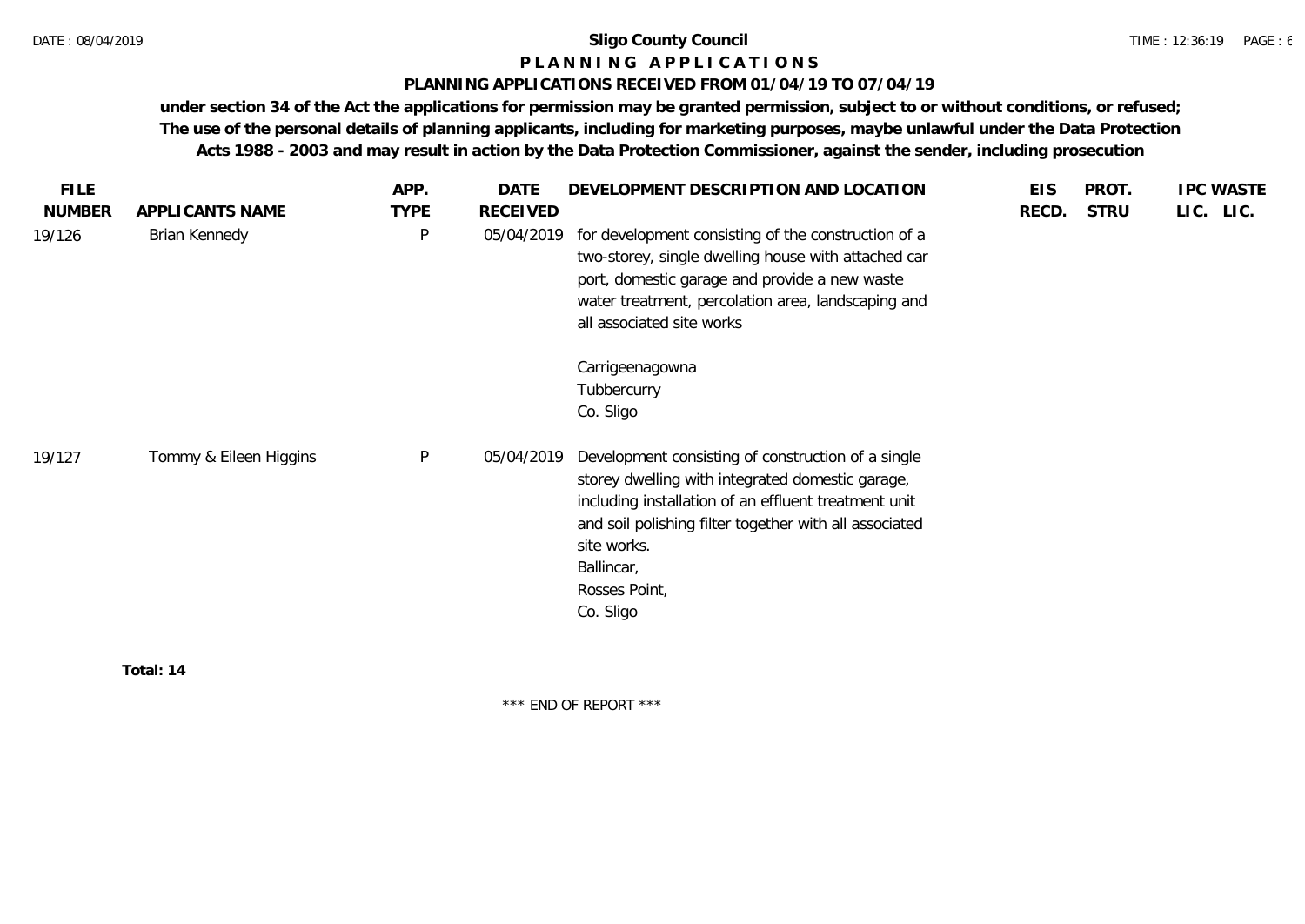**Sligo County Council**

**P L A N N I N G A P P L I C A T I O N S**

**PLANNING APPLICATIONS RECEIVED FROM 01/04/19 TO 07/04/19**

**under section 34 of the Act the applications for permission may be granted permission, subject to or without conditions, or refused; The use of the personal details of planning applicants, including for marketing purposes, maybe unlawful under the Data Protection Acts 1988 - 2003 and may result in action by the Data Protection Commissioner, against the sender, including prosecution**

| FILE NUMBER | APPLICANTS NAME | APP. TYPE | DATE RECEIVED | DEVELOPMENT DESCRIPTION AND LOCATION | EIS RECD. | PROT. STRU | IPC LIC. | WASTE LIC. |
|---|---|---|---|---|---|---|---|---|
| 19/126 | Brian Kennedy | P | 05/04/2019 | for development consisting of the construction of a two-storey, single dwelling house with attached car port, domestic garage and provide a new waste water treatment, percolation area, landscaping and all associated site works<br><br>Carrigeenagowna<br>Tubbercurry<br>Co. Sligo | | | | |
| 19/127 | Tommy & Eileen Higgins | P | 05/04/2019 | Development consisting of construction of a single storey dwelling with integrated domestic garage, including installation of an effluent treatment unit and soil polishing filter together with all associated site works.<br>Ballincar,<br>Rosses Point,<br>Co. Sligo | | | | |

**Total: 14**

\*\*\* END OF REPORT \*\*\*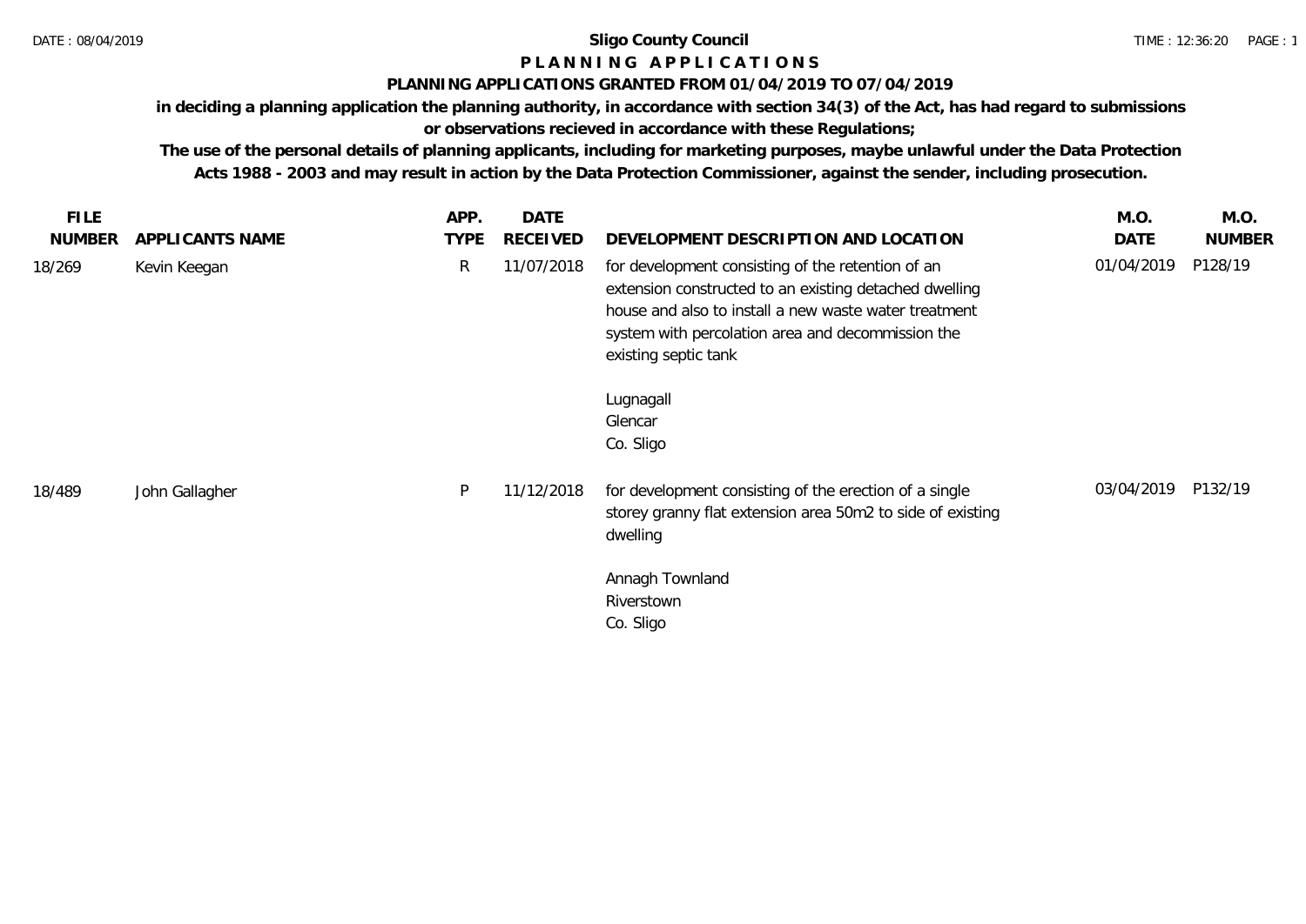**Sligo County Council**

# P L A N N I N G   A P P L I C A T I O N S

**PLANNING APPLICATIONS GRANTED FROM 01/04/2019 TO 07/04/2019**

**in deciding a planning application the planning authority, in accordance with section 34(3) of the Act, has had regard to submissions or observations recieved in accordance with these Regulations;**

**The use of the personal details of planning applicants, including for marketing purposes, maybe unlawful under the Data Protection Acts 1988 - 2003 and may result in action by the Data Protection Commissioner, against the sender, including prosecution.**

| FILE NUMBER | APPLICANTS NAME | APP. TYPE | DATE RECEIVED | DEVELOPMENT DESCRIPTION AND LOCATION | M.O. DATE | M.O. NUMBER |
|---|---|---|---|---|---|---|
| 18/269 | Kevin Keegan | R | 11/07/2018 | for development consisting of the retention of an extension constructed to an existing detached dwelling house and also to install a new waste water treatment system with percolation area and decommission the existing septic tank<br><br>Lugnagall<br>Glencar<br>Co. Sligo | 01/04/2019 | P128/19 |
| 18/489 | John Gallagher | P | 11/12/2018 | for development consisting of the erection of a single storey granny flat extension area 50m2 to side of existing dwelling<br><br>Annagh Townland<br>Riverstown<br>Co. Sligo | 03/04/2019 | P132/19 |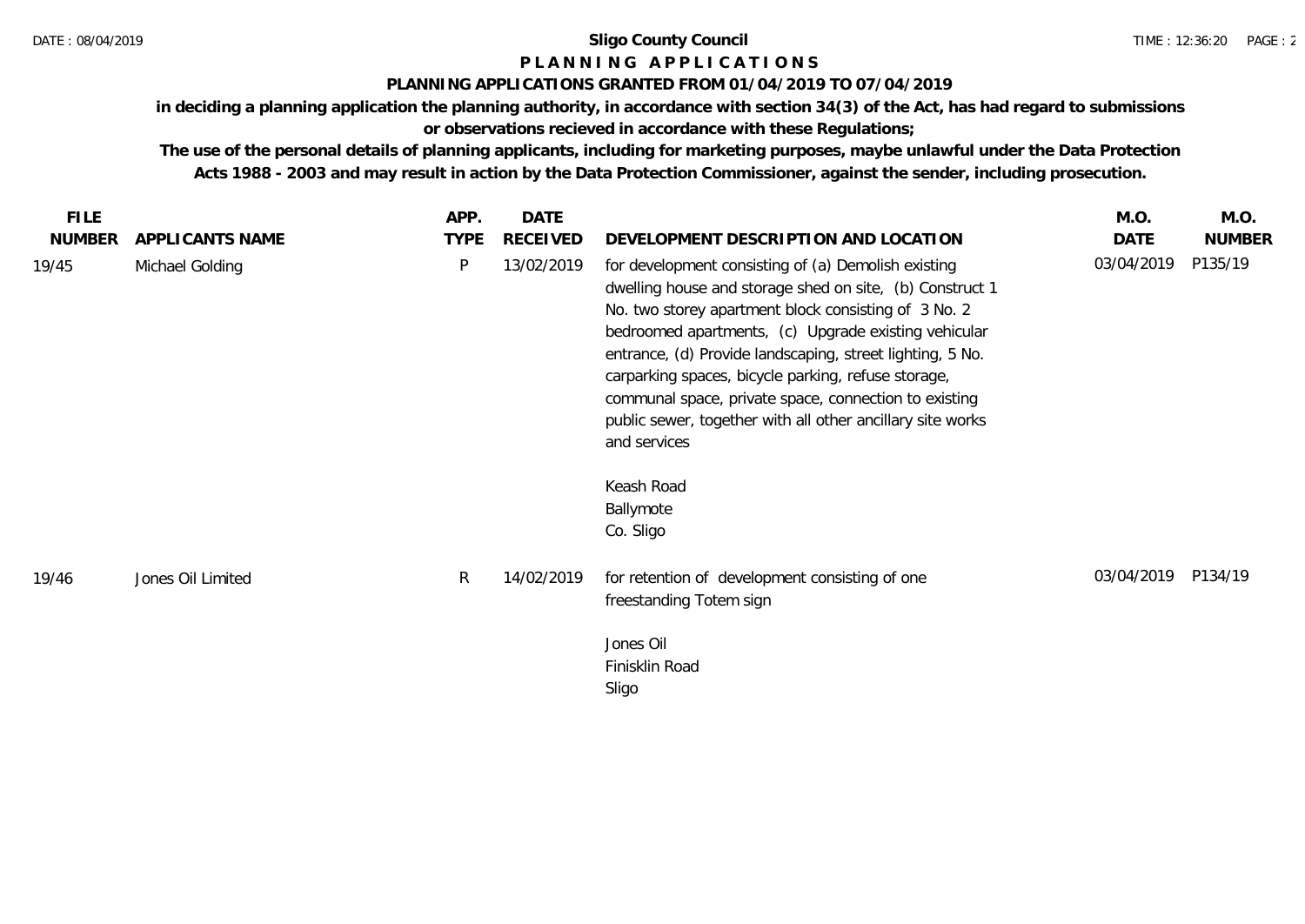**Sligo County Council**

**P L A N N I N G   A P P L I C A T I O N S**

**PLANNING APPLICATIONS GRANTED FROM 01/04/2019 TO 07/04/2019**

**in deciding a planning application the planning authority, in accordance with section 34(3) of the Act, has had regard to submissions or observations recieved in accordance with these Regulations;**

**The use of the personal details of planning applicants, including for marketing purposes, maybe unlawful under the Data Protection Acts 1988 - 2003 and may result in action by the Data Protection Commissioner, against the sender, including prosecution.**

| FILE NUMBER | APPLICANTS NAME | APP. TYPE | DATE RECEIVED | DEVELOPMENT DESCRIPTION AND LOCATION | M.O. DATE | M.O. NUMBER |
|---|---|---|---|---|---|---|
| 19/45 | Michael Golding | P | 13/02/2019 | for development consisting of (a) Demolish existing dwelling house and storage shed on site, (b) Construct 1 No. two storey apartment block consisting of 3 No. 2 bedroomed apartments, (c) Upgrade existing vehicular entrance, (d) Provide landscaping, street lighting, 5 No. carparking spaces, bicycle parking, refuse storage, communal space, private space, connection to existing public sewer, together with all other ancillary site works and services<br><br>Keash Road<br>Ballymote<br>Co. Sligo | 03/04/2019 | P135/19 |
| 19/46 | Jones Oil Limited | R | 14/02/2019 | for retention of development consisting of one freestanding Totem sign<br><br>Jones Oil<br>Finisklin Road<br>Sligo | 03/04/2019 | P134/19 |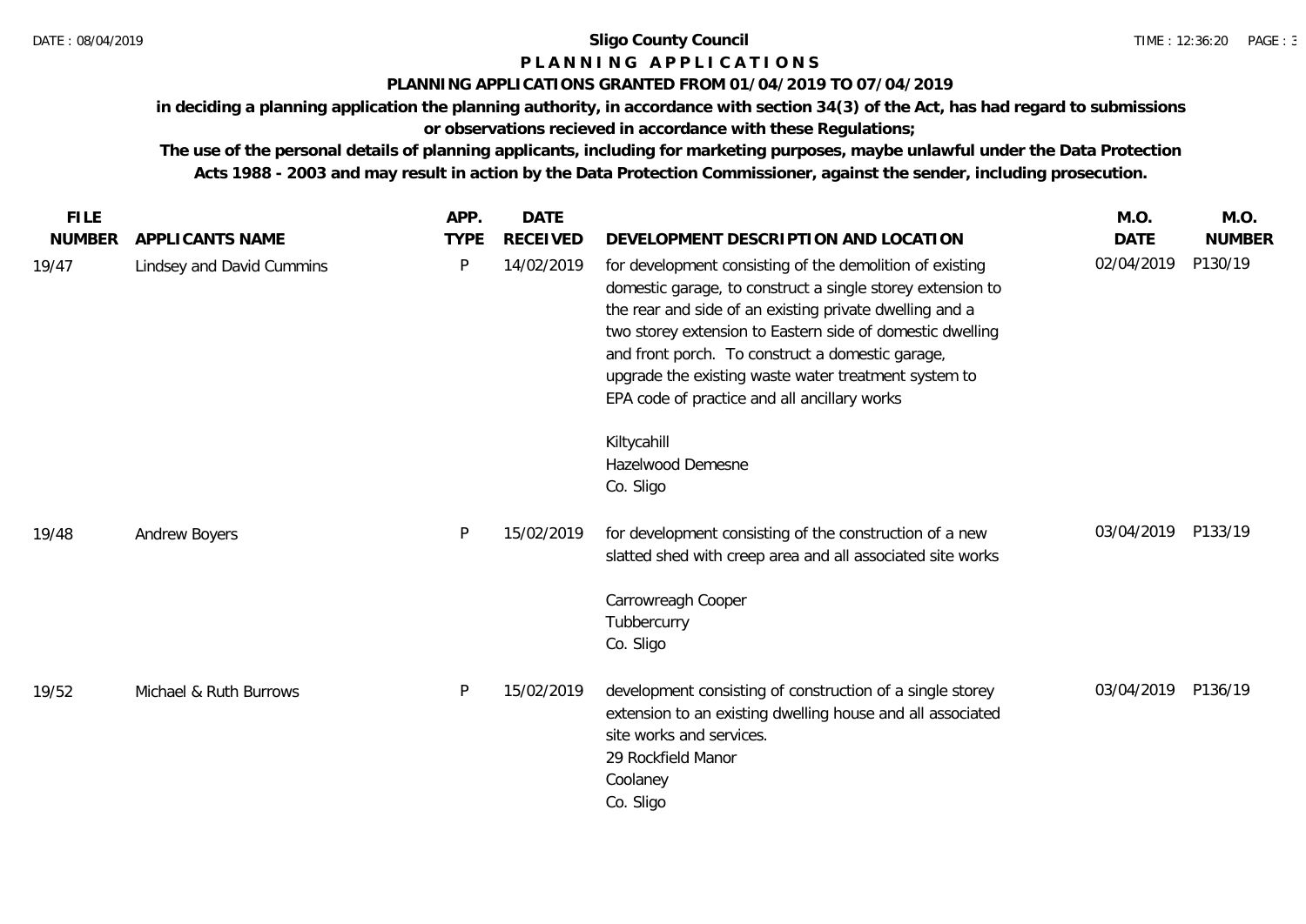**Sligo County Council**

**P L A N N I N G   A P P L I C A T I O N S**

**PLANNING APPLICATIONS GRANTED FROM 01/04/2019 TO 07/04/2019**

**in deciding a planning application the planning authority, in accordance with section 34(3) of the Act, has had regard to submissions or observations recieved in accordance with these Regulations;**

**The use of the personal details of planning applicants, including for marketing purposes, maybe unlawful under the Data Protection Acts 1988 - 2003 and may result in action by the Data Protection Commissioner, against the sender, including prosecution.**

| FILE NUMBER | APPLICANTS NAME | APP. TYPE | DATE RECEIVED | DEVELOPMENT DESCRIPTION AND LOCATION | M.O. DATE | M.O. NUMBER |
|---|---|---|---|---|---|---|
| 19/47 | Lindsey and David Cummins | P | 14/02/2019 | for development consisting of the demolition of existing domestic garage, to construct a single storey extension to the rear and side of an existing private dwelling and a two storey extension to Eastern side of domestic dwelling and front porch. To construct a domestic garage, upgrade the existing waste water treatment system to EPA code of practice and all ancillary works<br><br>Kiltycahill<br>Hazelwood Demesne<br>Co. Sligo | 02/04/2019 | P130/19 |
| 19/48 | Andrew Boyers | P | 15/02/2019 | for development consisting of the construction of a new slatted shed with creep area and all associated site works<br><br>Carrowreagh Cooper<br>Tubbercurry<br>Co. Sligo | 03/04/2019 | P133/19 |
| 19/52 | Michael & Ruth Burrows | P | 15/02/2019 | development consisting of construction of a single storey extension to an existing dwelling house and all associated site works and services.<br>29 Rockfield Manor<br>Coolaney<br>Co. Sligo | 03/04/2019 | P136/19 |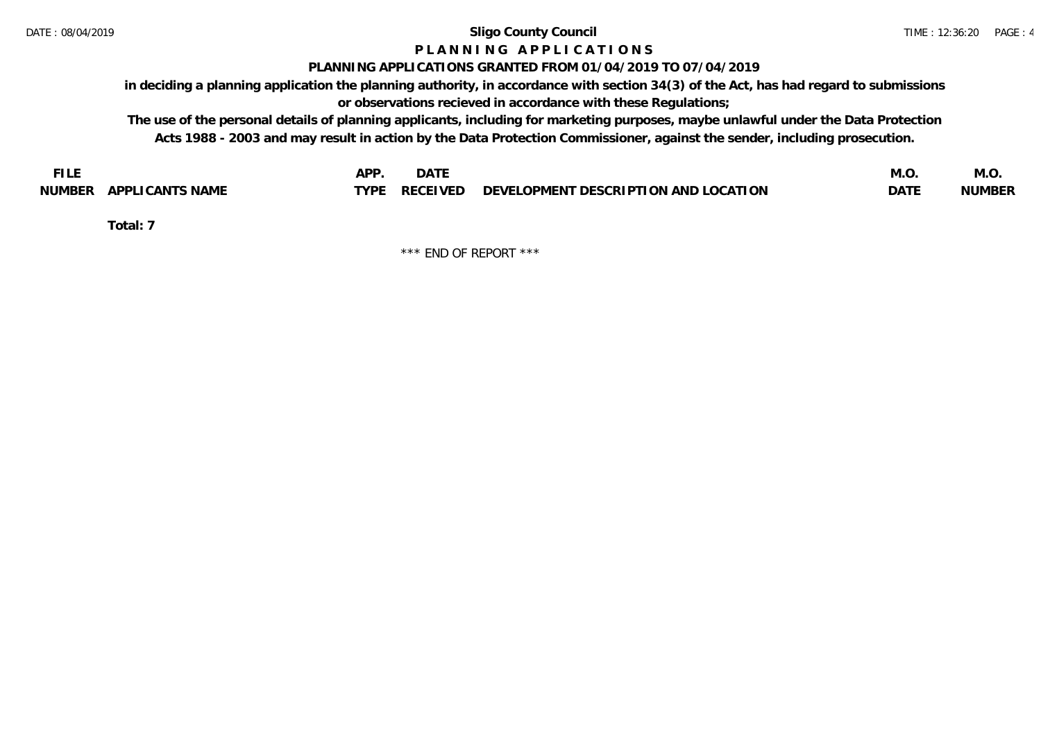# Sligo County Council

## P L A N N I N G   A P P L I C A T I O N S

### PLANNING APPLICATIONS GRANTED FROM 01/04/2019 TO 07/04/2019

**in deciding a planning application the planning authority, in accordance with section 34(3) of the Act, has had regard to submissions or observations recieved in accordance with these Regulations;**

**The use of the personal details of planning applicants, including for marketing purposes, maybe unlawful under the Data Protection Acts 1988 - 2003 and may result in action by the Data Protection Commissioner, against the sender, including prosecution.**

| FILE NUMBER | APPLICANTS NAME | APP. TYPE | DATE RECEIVED | DEVELOPMENT DESCRIPTION AND LOCATION | M.O. DATE | M.O. NUMBER |
|---|---|---|---|---|---|---|

**Total: 7**

\*\*\* END OF REPORT \*\*\*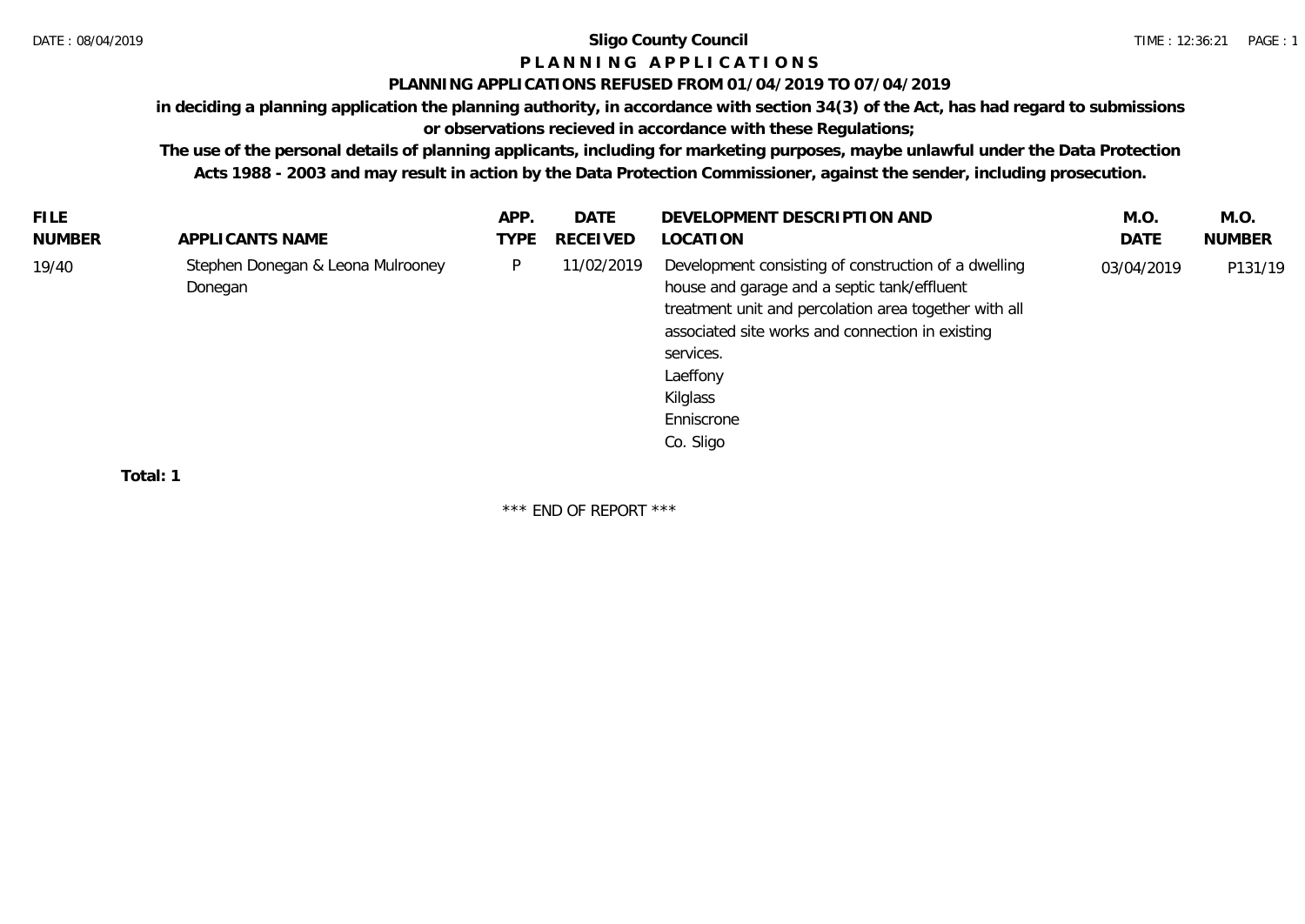# Sligo County Council

## P L A N N I N G  A P P L I C A T I O N S

### PLANNING APPLICATIONS REFUSED FROM 01/04/2019 TO 07/04/2019

**in deciding a planning application the planning authority, in accordance with section 34(3) of the Act, has had regard to submissions or observations recieved in accordance with these Regulations;**

**The use of the personal details of planning applicants, including for marketing purposes, maybe unlawful under the Data Protection Acts 1988 - 2003 and may result in action by the Data Protection Commissioner, against the sender, including prosecution.**

| FILE NUMBER | APPLICANTS NAME | APP. TYPE | DATE RECEIVED | DEVELOPMENT DESCRIPTION AND LOCATION | M.O. DATE | M.O. NUMBER |
|---|---|---|---|---|---|---|
| 19/40 | Stephen Donegan & Leona Mulrooney Donegan | P | 11/02/2019 | Development consisting of construction of a dwelling house and garage and a septic tank/effluent treatment unit and percolation area together with all associated site works and connection in existing services. Laeffony Kilglass Enniscrone Co. Sligo | 03/04/2019 | P131/19 |

**Total: 1**

\*\*\* END OF REPORT \*\*\*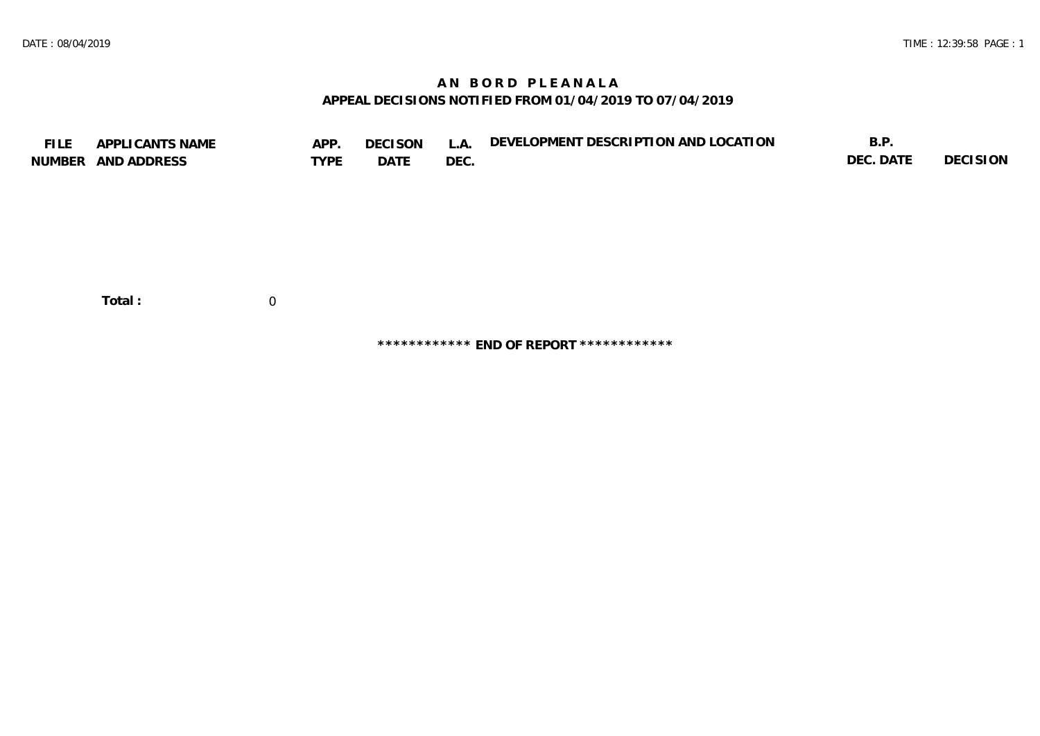# AN BORD PLEANALA

## APPEAL DECISIONS NOTIFIED FROM 01/04/2019 TO 07/04/2019

| FILE NUMBER | APPLICANTS NAME AND ADDRESS | APP. TYPE | DECISON DATE | L.A. DEC. | DEVELOPMENT DESCRIPTION AND LOCATION | B.P. DEC. DATE | DECISION |
|---|---|---|---|---|---|---|---|

**Total :** 0

************ **END OF REPORT** ************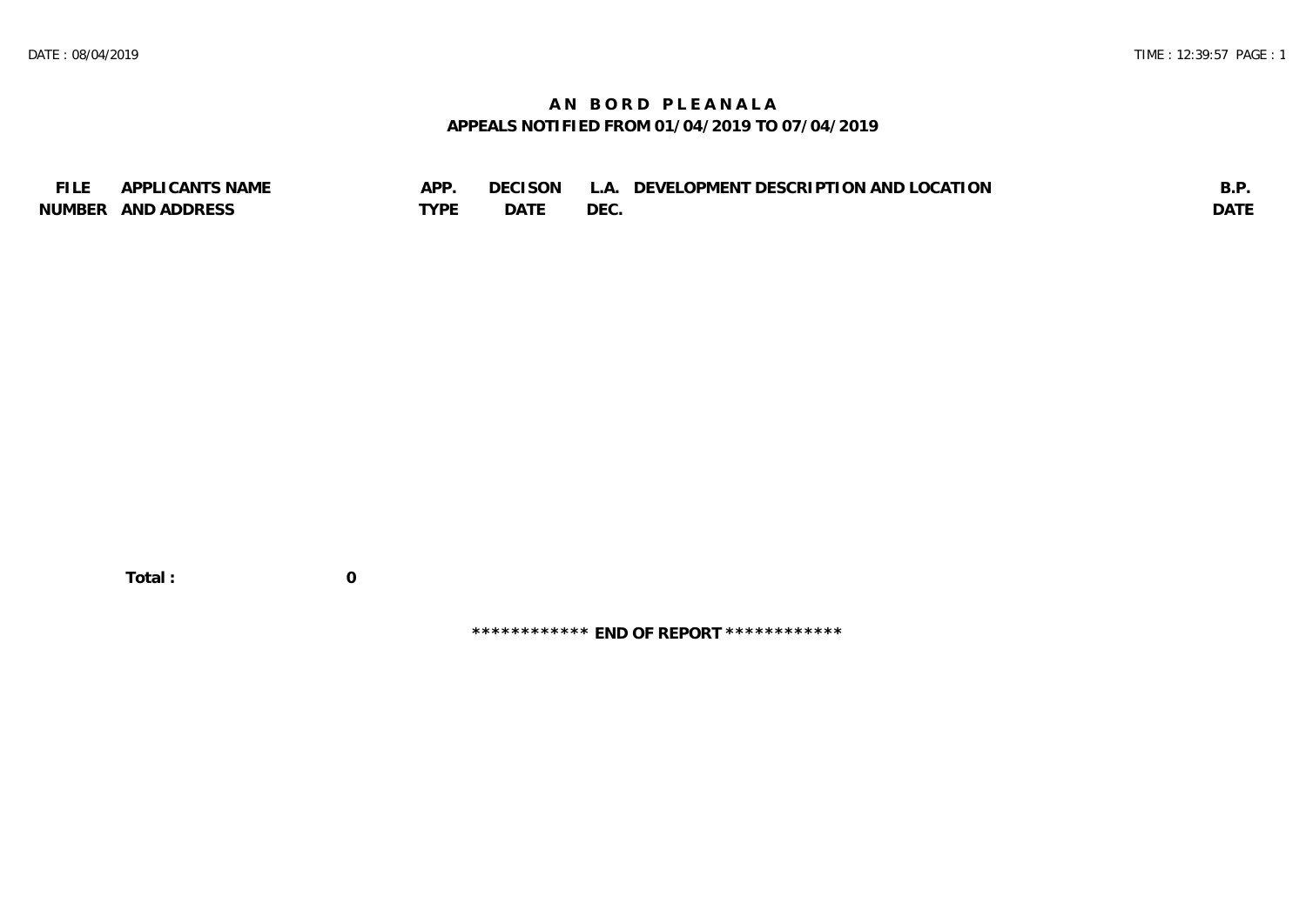# AN BORD PLEANALA

## APPEALS NOTIFIED FROM 01/04/2019 TO 07/04/2019

| FILE NUMBER | APPLICANTS NAME AND ADDRESS | APP. TYPE | DECISON DATE | L.A. DEC. | DEVELOPMENT DESCRIPTION AND LOCATION | B.P. DATE |
|---|---|---|---|---|---|---|

**Total : 0**

**\*\*\*\*\*\*\*\*\*\*\*\* END OF REPORT \*\*\*\*\*\*\*\*\*\*\*\***